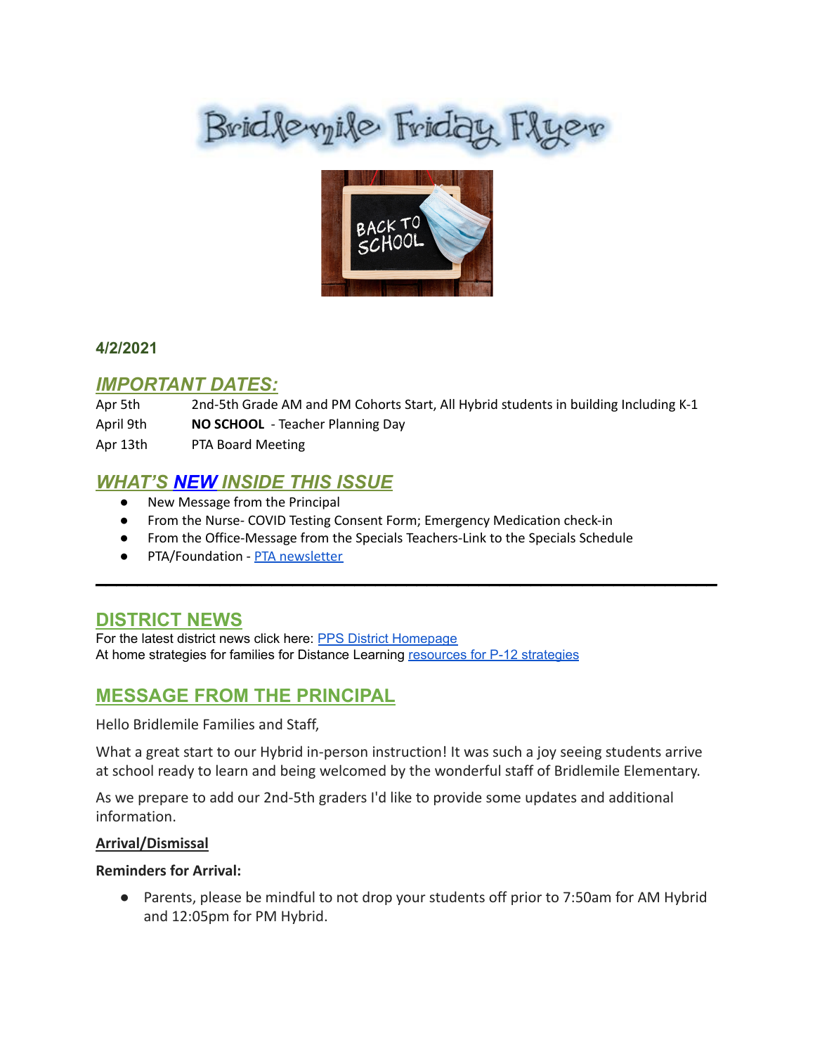# Bridlemile Friday Flyer

**4/2/2021**

## *IMPORTANT DATES:*

| | |
|---|---|
| Apr 5th | 2nd-5th Grade AM and PM Cohorts Start, All Hybrid students in building Including K-1 |
| April 9th | **NO SCHOOL** - Teacher Planning Day |
| Apr 13th | PTA Board Meeting |

## *WHAT'S NEW INSIDE THIS ISSUE*

- New Message from the Principal
- From the Nurse- COVID Testing Consent Form; Emergency Medication check-in
- From the Office-Message from the Specials Teachers-Link to the Specials Schedule
- PTA/Foundation - PTA newsletter

---

## DISTRICT NEWS

For the latest district news click here: PPS District Homepage
At home strategies for families for Distance Learning resources for P-12 strategies

## MESSAGE FROM THE PRINCIPAL

Hello Bridlemile Families and Staff,

What a great start to our Hybrid in-person instruction! It was such a joy seeing students arrive at school ready to learn and being welcomed by the wonderful staff of Bridlemile Elementary.

As we prepare to add our 2nd-5th graders I'd like to provide some updates and additional information.

**Arrival/Dismissal**

**Reminders for Arrival:**

- Parents, please be mindful to not drop your students off prior to 7:50am for AM Hybrid and 12:05pm for PM Hybrid.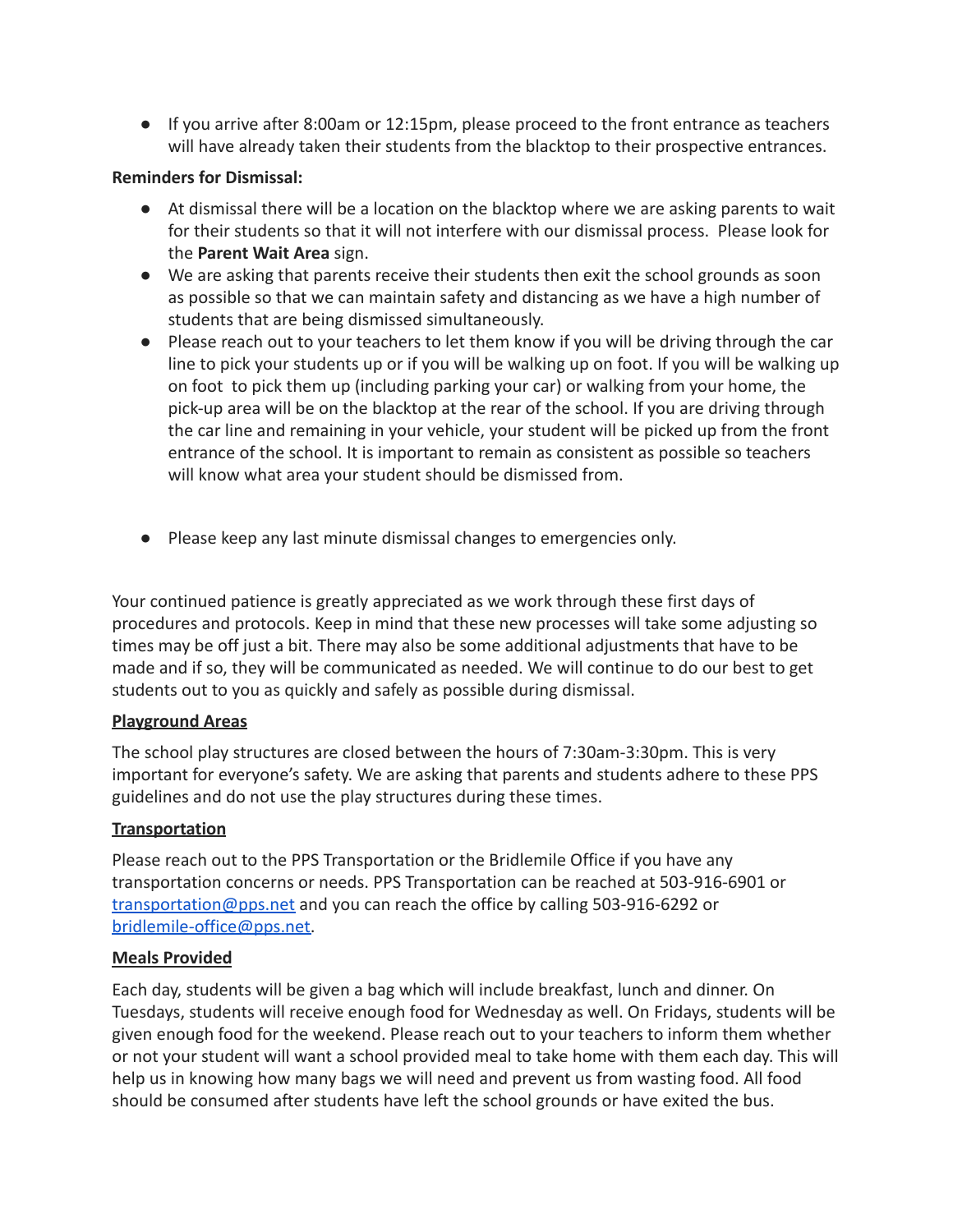- If you arrive after 8:00am or 12:15pm, please proceed to the front entrance as teachers will have already taken their students from the blacktop to their prospective entrances.

**Reminders for Dismissal:**

- At dismissal there will be a location on the blacktop where we are asking parents to wait for their students so that it will not interfere with our dismissal process. Please look for the **Parent Wait Area** sign.
- We are asking that parents receive their students then exit the school grounds as soon as possible so that we can maintain safety and distancing as we have a high number of students that are being dismissed simultaneously.
- Please reach out to your teachers to let them know if you will be driving through the car line to pick your students up or if you will be walking up on foot. If you will be walking up on foot to pick them up (including parking your car) or walking from your home, the pick-up area will be on the blacktop at the rear of the school. If you are driving through the car line and remaining in your vehicle, your student will be picked up from the front entrance of the school. It is important to remain as consistent as possible so teachers will know what area your student should be dismissed from.
- Please keep any last minute dismissal changes to emergencies only.

Your continued patience is greatly appreciated as we work through these first days of procedures and protocols. Keep in mind that these new processes will take some adjusting so times may be off just a bit. There may also be some additional adjustments that have to be made and if so, they will be communicated as needed. We will continue to do our best to get students out to you as quickly and safely as possible during dismissal.

**Playground Areas**

The school play structures are closed between the hours of 7:30am-3:30pm. This is very important for everyone's safety. We are asking that parents and students adhere to these PPS guidelines and do not use the play structures during these times.

**Transportation**

Please reach out to the PPS Transportation or the Bridlemile Office if you have any transportation concerns or needs. PPS Transportation can be reached at 503-916-6901 or [transportation@pps.net](mailto:transportation@pps.net) and you can reach the office by calling 503-916-6292 or [bridlemile-office@pps.net](mailto:bridlemile-office@pps.net).

**Meals Provided**

Each day, students will be given a bag which will include breakfast, lunch and dinner. On Tuesdays, students will receive enough food for Wednesday as well. On Fridays, students will be given enough food for the weekend. Please reach out to your teachers to inform them whether or not your student will want a school provided meal to take home with them each day. This will help us in knowing how many bags we will need and prevent us from wasting food. All food should be consumed after students have left the school grounds or have exited the bus.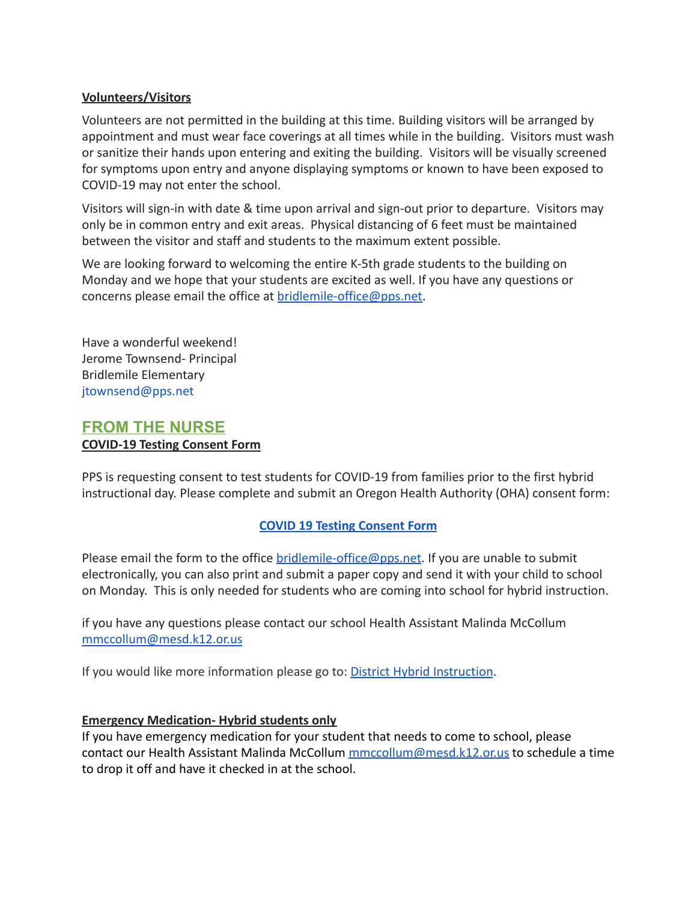**Volunteers/Visitors**

Volunteers are not permitted in the building at this time. Building visitors will be arranged by appointment and must wear face coverings at all times while in the building. Visitors must wash or sanitize their hands upon entering and exiting the building. Visitors will be visually screened for symptoms upon entry and anyone displaying symptoms or known to have been exposed to COVID-19 may not enter the school.

Visitors will sign-in with date & time upon arrival and sign-out prior to departure. Visitors may only be in common entry and exit areas. Physical distancing of 6 feet must be maintained between the visitor and staff and students to the maximum extent possible.

We are looking forward to welcoming the entire K-5th grade students to the building on Monday and we hope that your students are excited as well. If you have any questions or concerns please email the office at bridlemile-office@pps.net.

Have a wonderful weekend!
Jerome Townsend- Principal
Bridlemile Elementary
jtownsend@pps.net

## FROM THE NURSE

**COVID-19 Testing Consent Form**

PPS is requesting consent to test students for COVID-19 from families prior to the first hybrid instructional day. Please complete and submit an Oregon Health Authority (OHA) consent form:

**COVID 19 Testing Consent Form**

Please email the form to the office bridlemile-office@pps.net. If you are unable to submit electronically, you can also print and submit a paper copy and send it with your child to school on Monday. This is only needed for students who are coming into school for hybrid instruction.

if you have any questions please contact our school Health Assistant Malinda McCollum mmccollum@mesd.k12.or.us

If you would like more information please go to: District Hybrid Instruction.

**Emergency Medication- Hybrid students only**

If you have emergency medication for your student that needs to come to school, please contact our Health Assistant Malinda McCollum mmccollum@mesd.k12.or.us to schedule a time to drop it off and have it checked in at the school.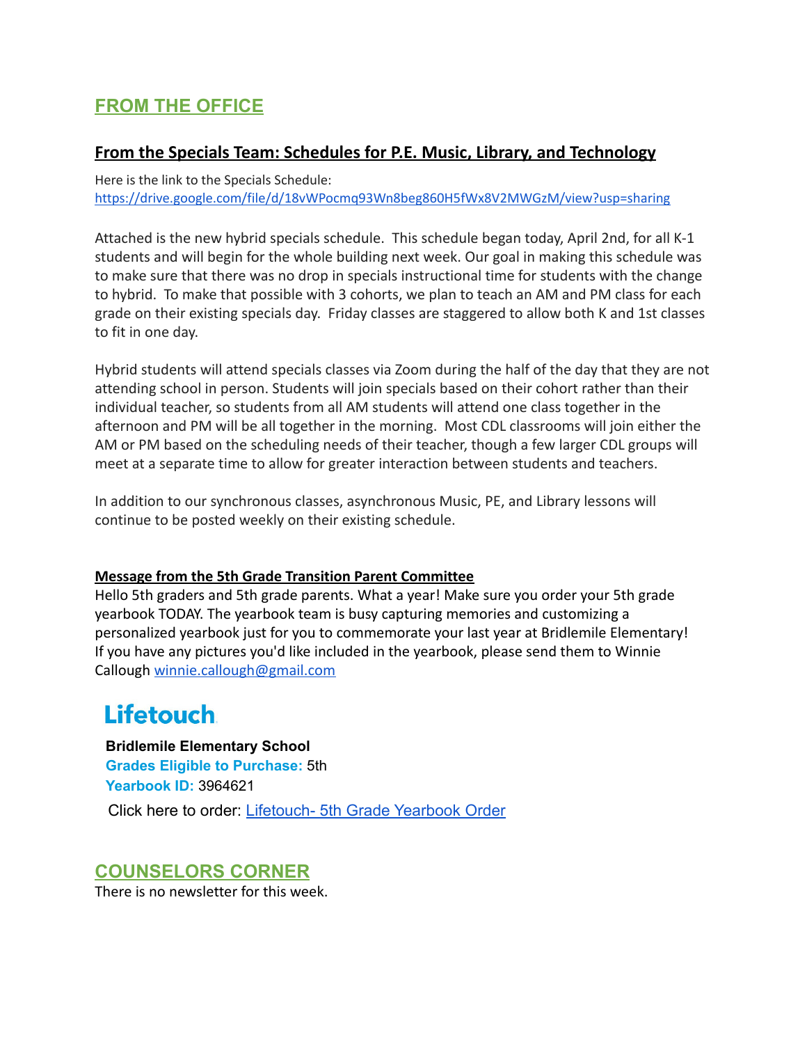## FROM THE OFFICE

### From the Specials Team: Schedules for P.E. Music, Library, and Technology

Here is the link to the Specials Schedule:
https://drive.google.com/file/d/18vWPocmq93Wn8beg860H5fWx8V2MWGzM/view?usp=sharing

Attached is the new hybrid specials schedule. This schedule began today, April 2nd, for all K-1 students and will begin for the whole building next week. Our goal in making this schedule was to make sure that there was no drop in specials instructional time for students with the change to hybrid. To make that possible with 3 cohorts, we plan to teach an AM and PM class for each grade on their existing specials day. Friday classes are staggered to allow both K and 1st classes to fit in one day.

Hybrid students will attend specials classes via Zoom during the half of the day that they are not attending school in person. Students will join specials based on their cohort rather than their individual teacher, so students from all AM students will attend one class together in the afternoon and PM will be all together in the morning. Most CDL classrooms will join either the AM or PM based on the scheduling needs of their teacher, though a few larger CDL groups will meet at a separate time to allow for greater interaction between students and teachers.

In addition to our synchronous classes, asynchronous Music, PE, and Library lessons will continue to be posted weekly on their existing schedule.

**Message from the 5th Grade Transition Parent Committee**

Hello 5th graders and 5th grade parents. What a year! Make sure you order your 5th grade yearbook TODAY. The yearbook team is busy capturing memories and customizing a personalized yearbook just for you to commemorate your last year at Bridlemile Elementary! If you have any pictures you'd like included in the yearbook, please send them to Winnie Callough winnie.callough@gmail.com

**Lifetouch**

**Bridlemile Elementary School**
**Grades Eligible to Purchase:** 5th
**Yearbook ID:** 3964621
Click here to order: Lifetouch- 5th Grade Yearbook Order

## COUNSELORS CORNER

There is no newsletter for this week.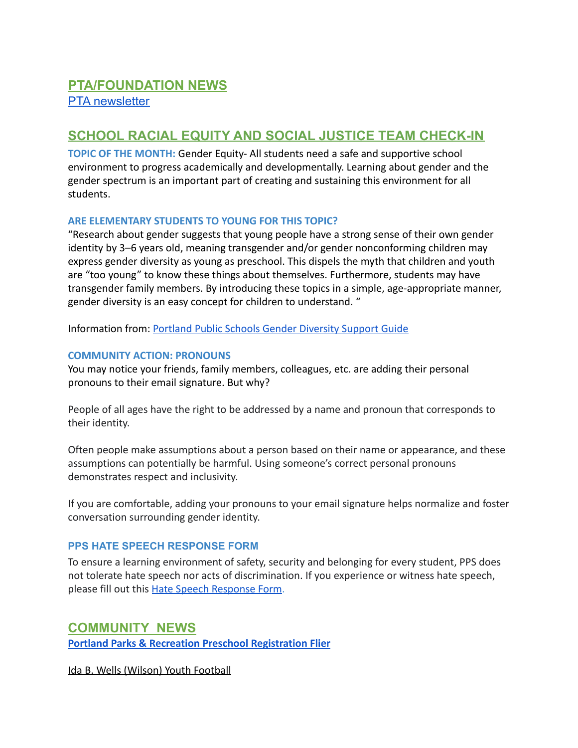## PTA/FOUNDATION NEWS

PTA newsletter

## SCHOOL RACIAL EQUITY AND SOCIAL JUSTICE TEAM CHECK-IN

**TOPIC OF THE MONTH:** Gender Equity- All students need a safe and supportive school environment to progress academically and developmentally. Learning about gender and the gender spectrum is an important part of creating and sustaining this environment for all students.

### ARE ELEMENTARY STUDENTS TO YOUNG FOR THIS TOPIC?

"Research about gender suggests that young people have a strong sense of their own gender identity by 3–6 years old, meaning transgender and/or gender nonconforming children may express gender diversity as young as preschool. This dispels the myth that children and youth are "too young" to know these things about themselves. Furthermore, students may have transgender family members. By introducing these topics in a simple, age-appropriate manner, gender diversity is an easy concept for children to understand. "

Information from: Portland Public Schools Gender Diversity Support Guide

### COMMUNITY ACTION: PRONOUNS

You may notice your friends, family members, colleagues, etc. are adding their personal pronouns to their email signature. But why?

People of all ages have the right to be addressed by a name and pronoun that corresponds to their identity.

Often people make assumptions about a person based on their name or appearance, and these assumptions can potentially be harmful. Using someone's correct personal pronouns demonstrates respect and inclusivity.

If you are comfortable, adding your pronouns to your email signature helps normalize and foster conversation surrounding gender identity.

### PPS HATE SPEECH RESPONSE FORM

To ensure a learning environment of safety, security and belonging for every student, PPS does not tolerate hate speech nor acts of discrimination. If you experience or witness hate speech, please fill out this Hate Speech Response Form.

## COMMUNITY NEWS

**Portland Parks & Recreation Preschool Registration Flier**

Ida B. Wells (Wilson) Youth Football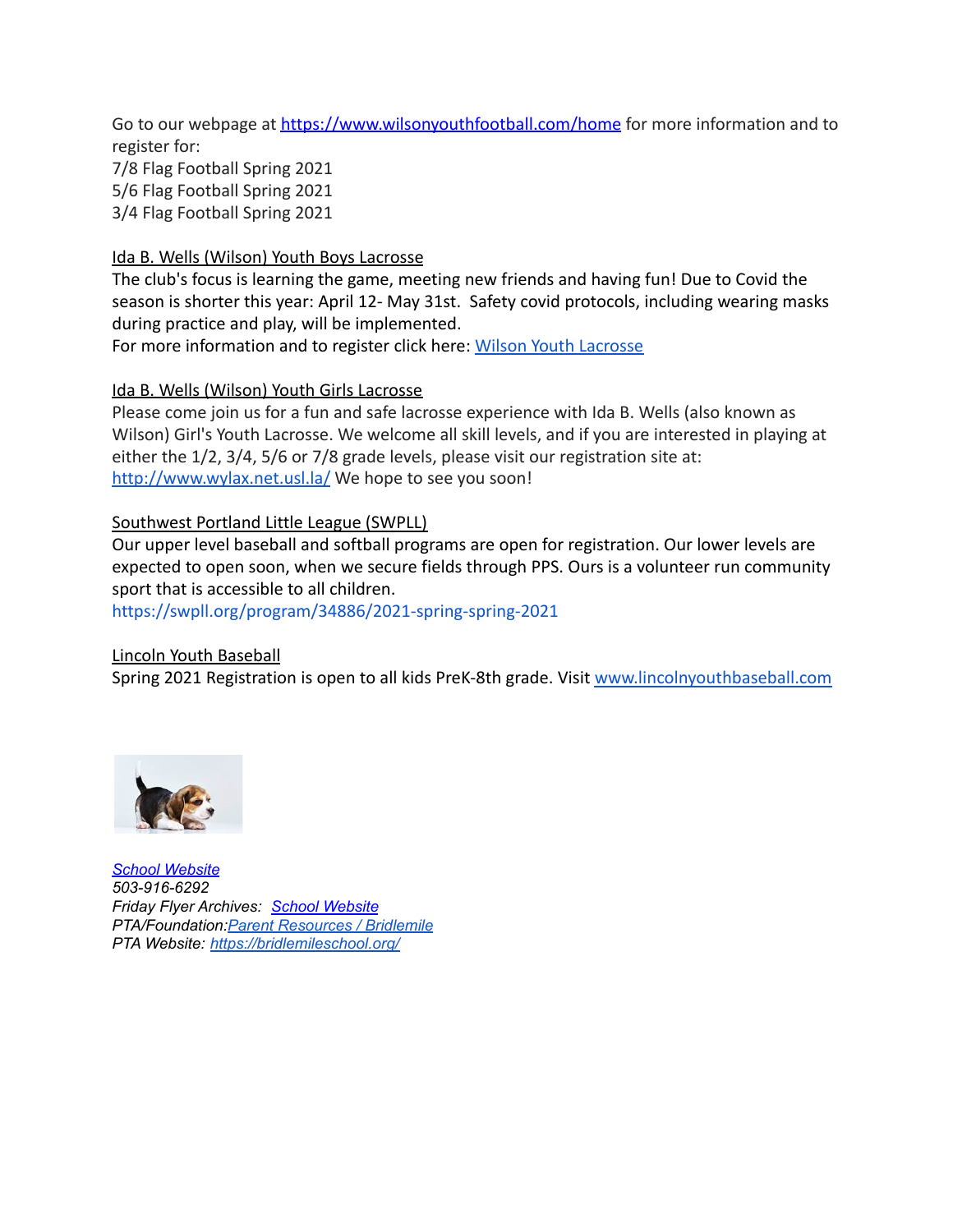Go to our webpage at [https://www.wilsonyouthfootball.com/home](https://www.wilsonyouthfootball.com/home) for more information and to register for:
7/8 Flag Football Spring 2021
5/6 Flag Football Spring 2021
3/4 Flag Football Spring 2021

Ida B. Wells (Wilson) Youth Boys Lacrosse
The club's focus is learning the game, meeting new friends and having fun! Due to Covid the season is shorter this year: April 12- May 31st. Safety covid protocols, including wearing masks during practice and play, will be implemented.
For more information and to register click here: Wilson Youth Lacrosse

Ida B. Wells (Wilson) Youth Girls Lacrosse
Please come join us for a fun and safe lacrosse experience with Ida B. Wells (also known as Wilson) Girl's Youth Lacrosse. We welcome all skill levels, and if you are interested in playing at either the 1/2, 3/4, 5/6 or 7/8 grade levels, please visit our registration site at: [http://www.wylax.net.usl.la/](http://www.wylax.net.usl.la/) We hope to see you soon!

Southwest Portland Little League (SWPLL)
Our upper level baseball and softball programs are open for registration. Our lower levels are expected to open soon, when we secure fields through PPS. Ours is a volunteer run community sport that is accessible to all children.
https://swpll.org/program/34886/2021-spring-spring-2021

Lincoln Youth Baseball
Spring 2021 Registration is open to all kids PreK-8th grade. Visit [www.lincolnyouthbaseball.com](www.lincolnyouthbaseball.com)

*School Website*
*503-916-6292*
*Friday Flyer Archives: School Website*
*PTA/Foundation: Parent Resources / Bridlemile*
*PTA Website: [https://bridlemileschool.org/](https://bridlemileschool.org/)*